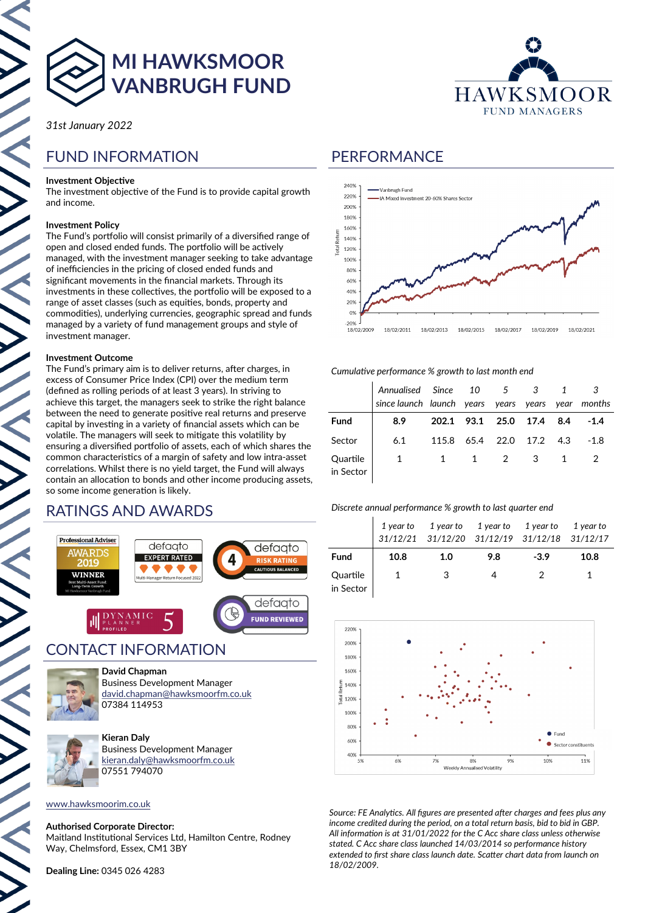# MI HAWKSMOOR VANBRUGH FUND

HAWKSMOOR FUND MANAGERS

*31st January 2022*

## FUND INFORMATION

**Investment Objective**
The investment objective of the Fund is to provide capital growth and income.

**Investment Policy**
The Fund's portfolio will consist primarily of a diversified range of open and closed ended funds. The portfolio will be actively managed, with the investment manager seeking to take advantage of inefficiencies in the pricing of closed ended funds and significant movements in the financial markets. Through its investments in these collectives, the portfolio will be exposed to a range of asset classes (such as equities, bonds, property and commodities), underlying currencies, geographic spread and funds managed by a variety of fund management groups and style of investment manager.

**Investment Outcome**
The Fund's primary aim is to deliver returns, after charges, in excess of Consumer Price Index (CPI) over the medium term (defined as rolling periods of at least 3 years). In striving to achieve this target, the managers seek to strike the right balance between the need to generate positive real returns and preserve capital by investing in a variety of financial assets which can be volatile. The managers will seek to mitigate this volatility by ensuring a diversified portfolio of assets, each of which shares the common characteristics of a margin of safety and low intra-asset correlations. Whilst there is no yield target, the Fund will always contain an allocation to bonds and other income producing assets, so some income generation is likely.

## RATINGS AND AWARDS

Professional Adviser AWARDS 2019 WINNER – Best Multi-Asset Fund: Long-Term Growth – MI Hawksmoor Vanbrugh Fund

defaqto EXPERT RATED – Multi-Manager Return Focused 2022

defaqto 4 RISK RATING – CAUTIOUS BALANCED

DYNAMIC PLANNER PROFILED 5

defaqto FUND REVIEWED

## CONTACT INFORMATION

**David Chapman**
Business Development Manager
david.chapman@hawksmoorfm.co.uk
07384 114953

**Kieran Daly**
Business Development Manager
kieran.daly@hawksmoorfm.co.uk
07551 794070

www.hawksmoorim.co.uk

**Authorised Corporate Director:**
Maitland Institutional Services Ltd, Hamilton Centre, Rodney Way, Chelmsford, Essex, CM1 3BY

**Dealing Line:** 0345 026 4283

## PERFORMANCE

*Cumulative performance % growth to last month end*

| | Annualised since launch | Since launch | 10 years | 5 years | 3 years | 1 year | 3 months |
|---|---|---|---|---|---|---|---|
| **Fund** | **8.9** | **202.1** | **93.1** | **25.0** | **17.4** | **8.4** | **-1.4** |
| Sector | 6.1 | 115.8 | 65.4 | 22.0 | 17.2 | 4.3 | -1.8 |
| Quartile in Sector | 1 | 1 | 1 | 2 | 3 | 1 | 2 |

*Discrete annual performance % growth to last quarter end*

| | 1 year to 31/12/21 | 1 year to 31/12/20 | 1 year to 31/12/19 | 1 year to 31/12/18 | 1 year to 31/12/17 |
|---|---|---|---|---|---|
| **Fund** | **10.8** | **1.0** | **9.8** | **-3.9** | **10.8** |
| Quartile in Sector | 1 | 3 | 4 | 2 | 1 |

*Source: FE Analytics. All figures are presented after charges and fees plus any income credited during the period, on a total return basis, bid to bid in GBP. All information is at 31/01/2022 for the C Acc share class unless otherwise stated. C Acc share class launched 14/03/2014 so performance history extended to first share class launch date. Scatter chart data from launch on 18/02/2009.*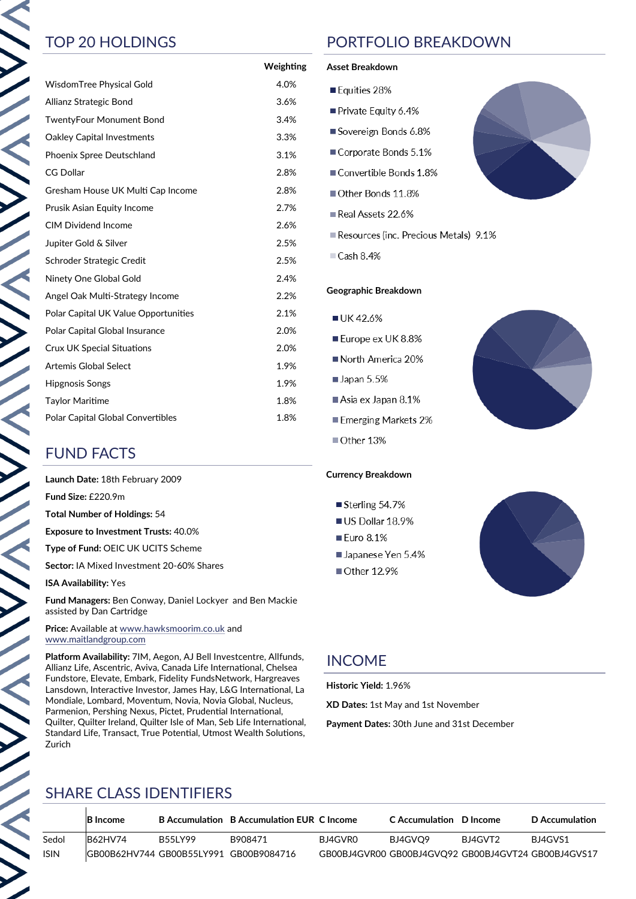## TOP 20 HOLDINGS

| | Weighting |
|---|---|
| WisdomTree Physical Gold | 4.0% |
| Allianz Strategic Bond | 3.6% |
| TwentyFour Monument Bond | 3.4% |
| Oakley Capital Investments | 3.3% |
| Phoenix Spree Deutschland | 3.1% |
| CG Dollar | 2.8% |
| Gresham House UK Multi Cap Income | 2.8% |
| Prusik Asian Equity Income | 2.7% |
| CIM Dividend Income | 2.6% |
| Jupiter Gold & Silver | 2.5% |
| Schroder Strategic Credit | 2.5% |
| Ninety One Global Gold | 2.4% |
| Angel Oak Multi-Strategy Income | 2.2% |
| Polar Capital UK Value Opportunities | 2.1% |
| Polar Capital Global Insurance | 2.0% |
| Crux UK Special Situations | 2.0% |
| Artemis Global Select | 1.9% |
| Hipgnosis Songs | 1.9% |
| Taylor Maritime | 1.8% |
| Polar Capital Global Convertibles | 1.8% |

## PORTFOLIO BREAKDOWN

### Asset Breakdown

- Equities 28%
- Private Equity 6.4%
- Sovereign Bonds 6.8%
- Corporate Bonds 5.1%
- Convertible Bonds 1.8%
- Other Bonds 11.8%
- Real Assets 22.6%
- Resources (inc. Precious Metals) 9.1%
- Cash 8.4%

### Geographic Breakdown

- UK 42.6%
- Europe ex UK 8.8%
- North America 20%
- Japan 5.5%
- Asia ex Japan 8.1%
- Emerging Markets 2%
- Other 13%

### Currency Breakdown

- Sterling 54.7%
- US Dollar 18.9%
- Euro 8.1%
- Japanese Yen 5.4%
- Other 12.9%

## FUND FACTS

**Launch Date:** 18th February 2009

**Fund Size:** £220.9m

**Total Number of Holdings:** 54

**Exposure to Investment Trusts:** 40.0%

**Type of Fund:** OEIC UK UCITS Scheme

**Sector:** IA Mixed Investment 20-60% Shares

**ISA Availability:** Yes

**Fund Managers:** Ben Conway, Daniel Lockyer and Ben Mackie assisted by Dan Cartridge

**Price:** Available at www.hawksmoorim.co.uk and www.maitlandgroup.com

**Platform Availability:** 7IM, Aegon, AJ Bell Investcentre, Allfunds, Allianz Life, Ascentric, Aviva, Canada Life International, Chelsea Fundstore, Elevate, Embark, Fidelity FundsNetwork, Hargreaves Lansdown, Interactive Investor, James Hay, L&G International, La Mondiale, Lombard, Moventum, Novia, Novia Global, Nucleus, Parmenion, Pershing Nexus, Pictet, Prudential International, Quilter, Quilter Ireland, Quilter Isle of Man, Seb Life International, Standard Life, Transact, True Potential, Utmost Wealth Solutions, Zurich

## INCOME

**Historic Yield:** 1.96%

**XD Dates:** 1st May and 1st November

**Payment Dates:** 30th June and 31st December

## SHARE CLASS IDENTIFIERS

| | B Income | B Accumulation | B Accumulation EUR | C Income | C Accumulation | D Income | D Accumulation |
|---|---|---|---|---|---|---|---|
| Sedol | B62HV74 | B55LY99 | B908471 | BJ4GVR0 | BJ4GVQ9 | BJ4GVT2 | BJ4GVS1 |
| ISIN | GB00B62HV744 | GB00B55LY991 | GB00B9084716 | GB00BJ4GVR00 | GB00BJ4GVQ92 | GB00BJ4GVT24 | GB00BJ4GVS17 |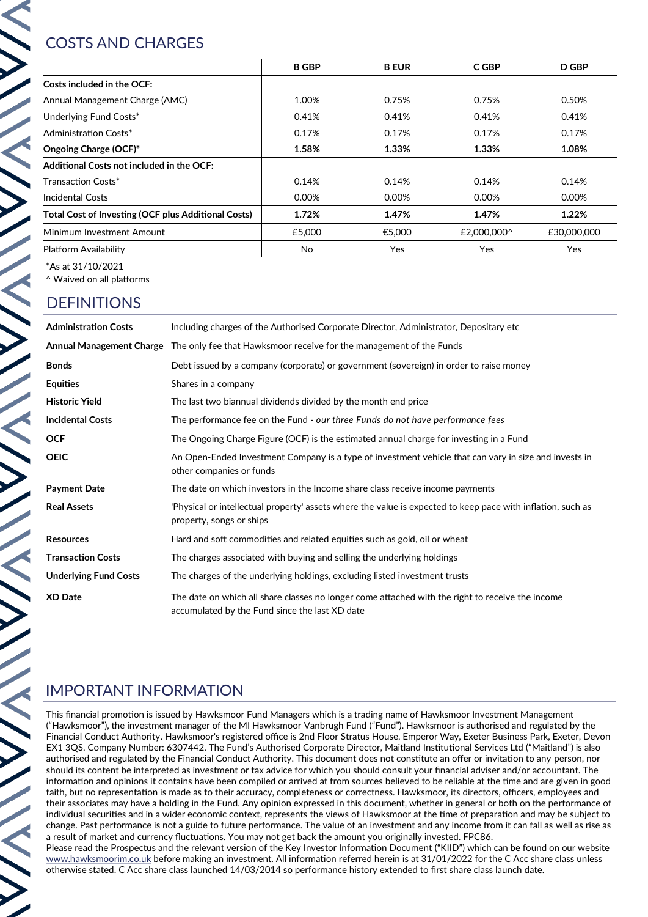## COSTS AND CHARGES

| | B GBP | B EUR | C GBP | D GBP |
|---|---|---|---|---|
| **Costs included in the OCF:** | | | | |
| Annual Management Charge (AMC) | 1.00% | 0.75% | 0.75% | 0.50% |
| Underlying Fund Costs* | 0.41% | 0.41% | 0.41% | 0.41% |
| Administration Costs* | 0.17% | 0.17% | 0.17% | 0.17% |
| **Ongoing Charge (OCF)*** | **1.58%** | **1.33%** | **1.33%** | **1.08%** |
| **Additional Costs not included in the OCF:** | | | | |
| Transaction Costs* | 0.14% | 0.14% | 0.14% | 0.14% |
| Incidental Costs | 0.00% | 0.00% | 0.00% | 0.00% |
| **Total Cost of Investing (OCF plus Additional Costs)** | **1.72%** | **1.47%** | **1.47%** | **1.22%** |
| Minimum Investment Amount | £5,000 | €5,000 | £2,000,000^ | £30,000,000 |
| Platform Availability | No | Yes | Yes | Yes |

*As at 31/10/2021

^ Waived on all platforms

## DEFINITIONS

| | |
|---|---|
| **Administration Costs** | Including charges of the Authorised Corporate Director, Administrator, Depositary etc |
| **Annual Management Charge** | The only fee that Hawksmoor receive for the management of the Funds |
| **Bonds** | Debt issued by a company (corporate) or government (sovereign) in order to raise money |
| **Equities** | Shares in a company |
| **Historic Yield** | The last two biannual dividends divided by the month end price |
| **Incidental Costs** | The performance fee on the Fund - *our three Funds do not have performance fees* |
| **OCF** | The Ongoing Charge Figure (OCF) is the estimated annual charge for investing in a Fund |
| **OEIC** | An Open-Ended Investment Company is a type of investment vehicle that can vary in size and invests in other companies or funds |
| **Payment Date** | The date on which investors in the Income share class receive income payments |
| **Real Assets** | 'Physical or intellectual property' assets where the value is expected to keep pace with inflation, such as property, songs or ships |
| **Resources** | Hard and soft commodities and related equities such as gold, oil or wheat |
| **Transaction Costs** | The charges associated with buying and selling the underlying holdings |
| **Underlying Fund Costs** | The charges of the underlying holdings, excluding listed investment trusts |
| **XD Date** | The date on which all share classes no longer come attached with the right to receive the income accumulated by the Fund since the last XD date |

## IMPORTANT INFORMATION

This financial promotion is issued by Hawksmoor Fund Managers which is a trading name of Hawksmoor Investment Management ("Hawksmoor"), the investment manager of the MI Hawksmoor Vanbrugh Fund ("Fund"). Hawksmoor is authorised and regulated by the Financial Conduct Authority. Hawksmoor's registered office is 2nd Floor Stratus House, Emperor Way, Exeter Business Park, Exeter, Devon EX1 3QS. Company Number: 6307442. The Fund's Authorised Corporate Director, Maitland Institutional Services Ltd ("Maitland") is also authorised and regulated by the Financial Conduct Authority. This document does not constitute an offer or invitation to any person, nor should its content be interpreted as investment or tax advice for which you should consult your financial adviser and/or accountant. The information and opinions it contains have been compiled or arrived at from sources believed to be reliable at the time and are given in good faith, but no representation is made as to their accuracy, completeness or correctness. Hawksmoor, its directors, officers, employees and their associates may have a holding in the Fund. Any opinion expressed in this document, whether in general or both on the performance of individual securities and in a wider economic context, represents the views of Hawksmoor at the time of preparation and may be subject to change. Past performance is not a guide to future performance. The value of an investment and any income from it can fall as well as rise as a result of market and currency fluctuations. You may not get back the amount you originally invested. FPC86.

Please read the Prospectus and the relevant version of the Key Investor Information Document ("KIID") which can be found on our website www.hawksmoorim.co.uk before making an investment. All information referred herein is at 31/01/2022 for the C Acc share class unless otherwise stated. C Acc share class launched 14/03/2014 so performance history extended to first share class launch date.